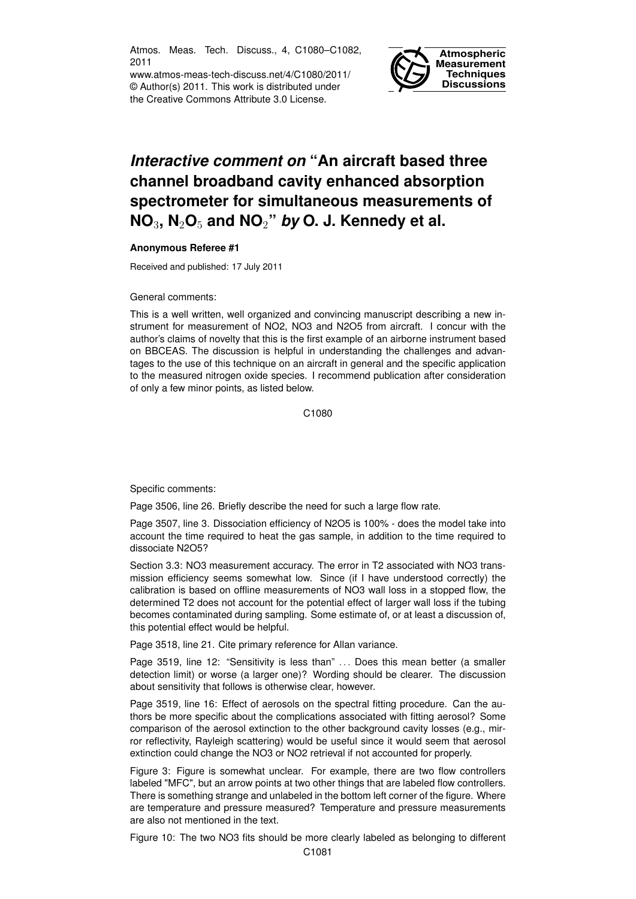Atmos. Meas. Tech. Discuss., 4, C1080–C1082, 2011
www.atmos-meas-tech-discuss.net/4/C1080/2011/
© Author(s) 2011. This work is distributed under the Creative Commons Attribute 3.0 License.

# *Interactive comment on* "An aircraft based three channel broadband cavity enhanced absorption spectrometer for simultaneous measurements of $NO_3$, $N_2O_5$ and $NO_2$" *by* O. J. Kennedy et al.

**Anonymous Referee #1**

Received and published: 17 July 2011

General comments:

This is a well written, well organized and convincing manuscript describing a new instrument for measurement of NO2, NO3 and N2O5 from aircraft. I concur with the author's claims of novelty that this is the first example of an airborne instrument based on BBCEAS. The discussion is helpful in understanding the challenges and advantages to the use of this technique on an aircraft in general and the specific application to the measured nitrogen oxide species. I recommend publication after consideration of only a few minor points, as listed below.

Specific comments:

Page 3506, line 26. Briefly describe the need for such a large flow rate.

Page 3507, line 3. Dissociation efficiency of N2O5 is 100% - does the model take into account the time required to heat the gas sample, in addition to the time required to dissociate N2O5?

Section 3.3: NO3 measurement accuracy. The error in T2 associated with NO3 transmission efficiency seems somewhat low. Since (if I have understood correctly) the calibration is based on offline measurements of NO3 wall loss in a stopped flow, the determined T2 does not account for the potential effect of larger wall loss if the tubing becomes contaminated during sampling. Some estimate of, or at least a discussion of, this potential effect would be helpful.

Page 3518, line 21. Cite primary reference for Allan variance.

Page 3519, line 12: "Sensitivity is less than" ... Does this mean better (a smaller detection limit) or worse (a larger one)? Wording should be clearer. The discussion about sensitivity that follows is otherwise clear, however.

Page 3519, line 16: Effect of aerosols on the spectral fitting procedure. Can the authors be more specific about the complications associated with fitting aerosol? Some comparison of the aerosol extinction to the other background cavity losses (e.g., mirror reflectivity, Rayleigh scattering) would be useful since it would seem that aerosol extinction could change the NO3 or NO2 retrieval if not accounted for properly.

Figure 3: Figure is somewhat unclear. For example, there are two flow controllers labeled "MFC", but an arrow points at two other things that are labeled flow controllers. There is something strange and unlabeled in the bottom left corner of the figure. Where are temperature and pressure measured? Temperature and pressure measurements are also not mentioned in the text.

Figure 10: The two NO3 fits should be more clearly labeled as belonging to different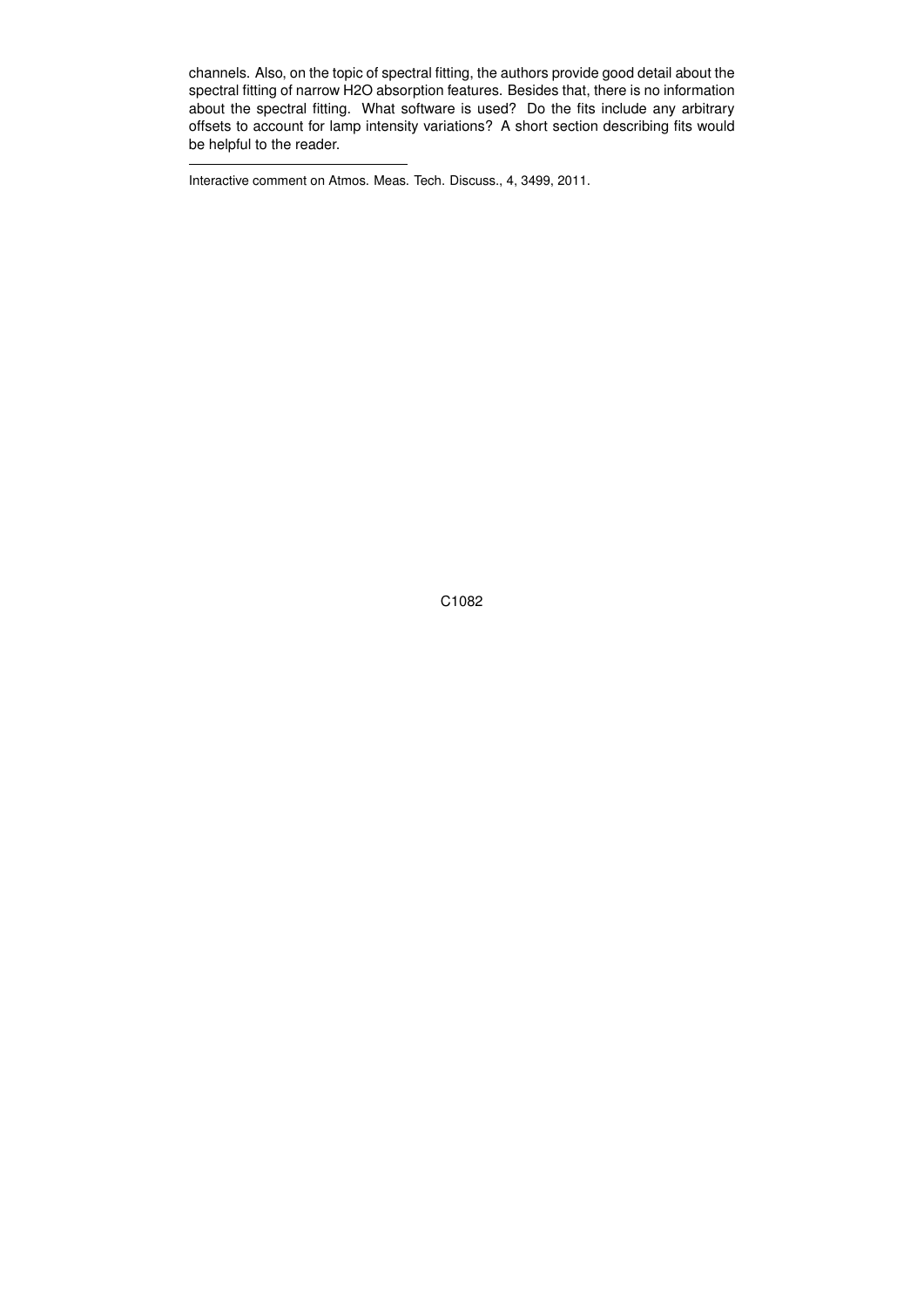channels. Also, on the topic of spectral fitting, the authors provide good detail about the spectral fitting of narrow $H_2O$ absorption features. Besides that, there is no information about the spectral fitting. What software is used? Do the fits include any arbitrary offsets to account for lamp intensity variations? A short section describing fits would be helpful to the reader.

---

Interactive comment on Atmos. Meas. Tech. Discuss., 4, 3499, 2011.